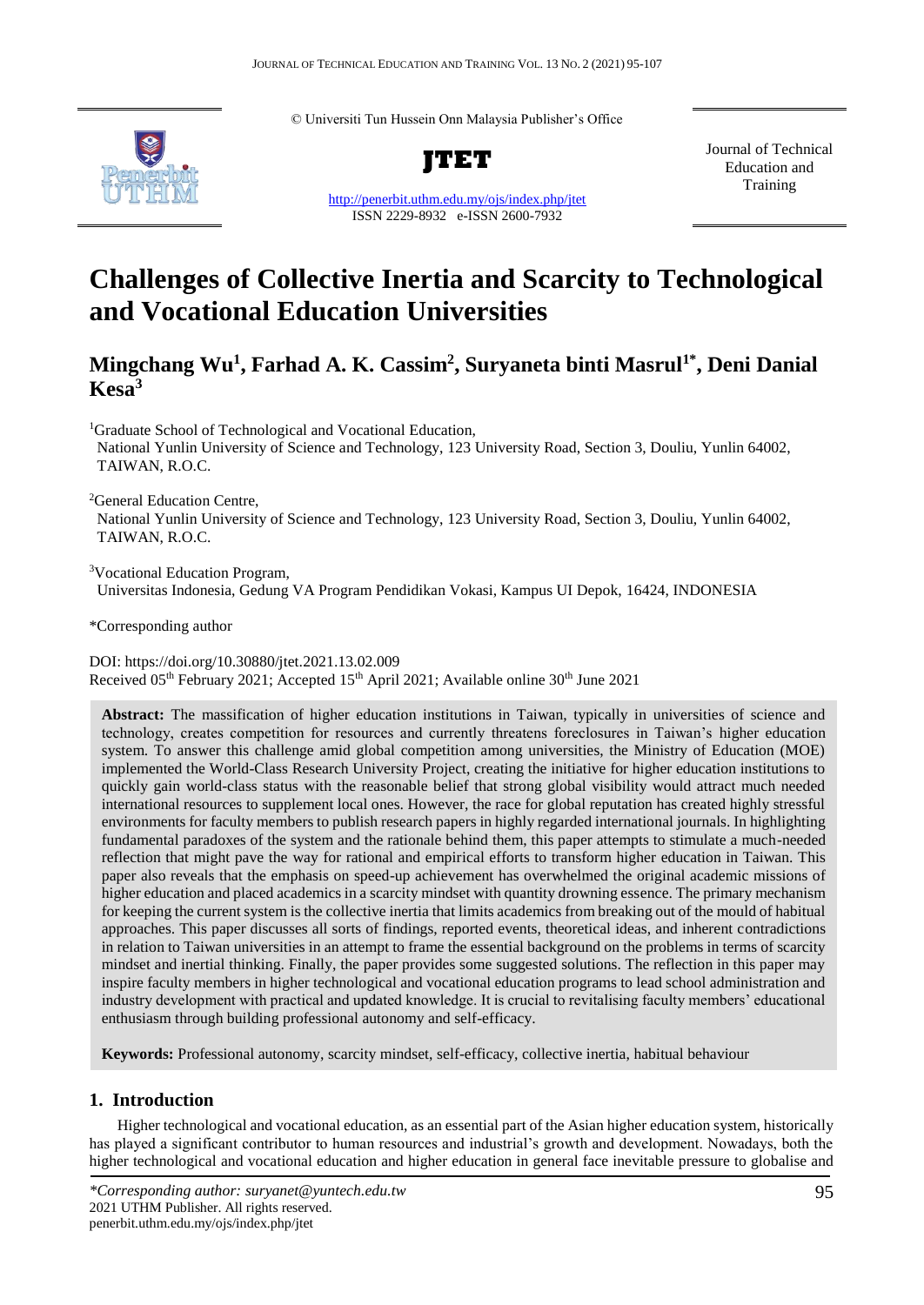© Universiti Tun Hussein Onn Malaysia Publisher's Office

**JTET**

http://penerbit.uthm.edu.my/ojs/index.php/jtet
ISSN 2229-8932 e-ISSN 2600-7932

Journal of Technical Education and Training

# Challenges of Collective Inertia and Scarcity to Technological and Vocational Education Universities

## Mingchang Wu[1], Farhad A. K. Cassim[2], Suryaneta binti Masrul[1*], Deni Danial Kesa[3]

[1]Graduate School of Technological and Vocational Education, National Yunlin University of Science and Technology, 123 University Road, Section 3, Douliu, Yunlin 64002, TAIWAN, R.O.C.

[2]General Education Centre, National Yunlin University of Science and Technology, 123 University Road, Section 3, Douliu, Yunlin 64002, TAIWAN, R.O.C.

[3]Vocational Education Program, Universitas Indonesia, Gedung VA Program Pendidikan Vokasi, Kampus UI Depok, 16424, INDONESIA

*Corresponding author

DOI: https://doi.org/10.30880/jtet.2021.13.02.009
Received 05th February 2021; Accepted 15th April 2021; Available online 30th June 2021

**Abstract:** The massification of higher education institutions in Taiwan, typically in universities of science and technology, creates competition for resources and currently threatens foreclosures in Taiwan's higher education system. To answer this challenge amid global competition among universities, the Ministry of Education (MOE) implemented the World-Class Research University Project, creating the initiative for higher education institutions to quickly gain world-class status with the reasonable belief that strong global visibility would attract much needed international resources to supplement local ones. However, the race for global reputation has created highly stressful environments for faculty members to publish research papers in highly regarded international journals. In highlighting fundamental paradoxes of the system and the rationale behind them, this paper attempts to stimulate a much-needed reflection that might pave the way for rational and empirical efforts to transform higher education in Taiwan. This paper also reveals that the emphasis on speed-up achievement has overwhelmed the original academic missions of higher education and placed academics in a scarcity mindset with quantity drowning essence. The primary mechanism for keeping the current system is the collective inertia that limits academics from breaking out of the mould of habitual approaches. This paper discusses all sorts of findings, reported events, theoretical ideas, and inherent contradictions in relation to Taiwan universities in an attempt to frame the essential background on the problems in terms of scarcity mindset and inertial thinking. Finally, the paper provides some suggested solutions. The reflection in this paper may inspire faculty members in higher technological and vocational education programs to lead school administration and industry development with practical and updated knowledge. It is crucial to revitalising faculty members' educational enthusiasm through building professional autonomy and self-efficacy.

**Keywords:** Professional autonomy, scarcity mindset, self-efficacy, collective inertia, habitual behaviour

## 1. Introduction

Higher technological and vocational education, as an essential part of the Asian higher education system, historically has played a significant contributor to human resources and industrial's growth and development. Nowadays, both the higher technological and vocational education and higher education in general face inevitable pressure to globalise and

*\*Corresponding author: suryanet@yuntech.edu.tw*
2021 UTHM Publisher. All rights reserved.
penerbit.uthm.edu.my/ojs/index.php/jtet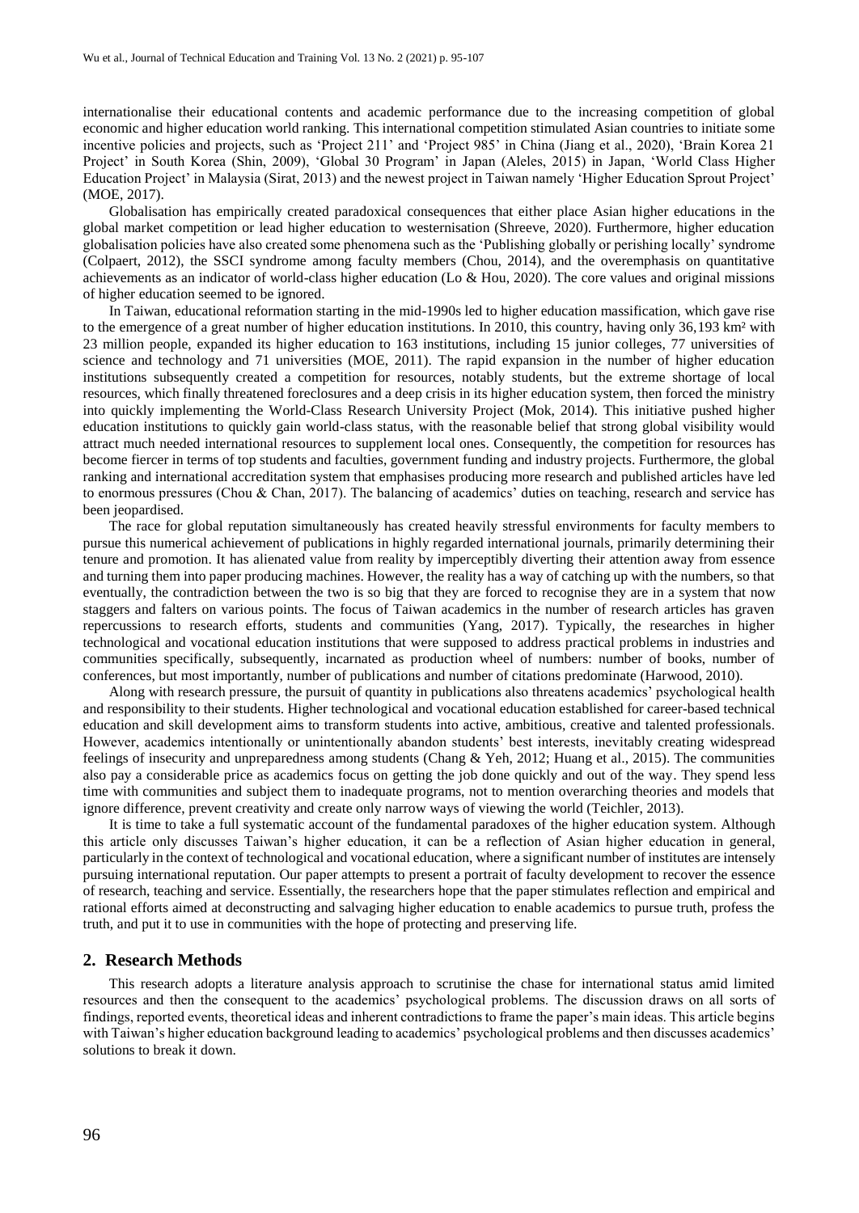internationalise their educational contents and academic performance due to the increasing competition of global economic and higher education world ranking. This international competition stimulated Asian countries to initiate some incentive policies and projects, such as 'Project 211' and 'Project 985' in China (Jiang et al., 2020), 'Brain Korea 21 Project' in South Korea (Shin, 2009), 'Global 30 Program' in Japan (Aleles, 2015) in Japan, 'World Class Higher Education Project' in Malaysia (Sirat, 2013) and the newest project in Taiwan namely 'Higher Education Sprout Project' (MOE, 2017).

Globalisation has empirically created paradoxical consequences that either place Asian higher educations in the global market competition or lead higher education to westernisation (Shreeve, 2020). Furthermore, higher education globalisation policies have also created some phenomena such as the 'Publishing globally or perishing locally' syndrome (Colpaert, 2012), the SSCI syndrome among faculty members (Chou, 2014), and the overemphasis on quantitative achievements as an indicator of world-class higher education (Lo & Hou, 2020). The core values and original missions of higher education seemed to be ignored.

In Taiwan, educational reformation starting in the mid-1990s led to higher education massification, which gave rise to the emergence of a great number of higher education institutions. In 2010, this country, having only 36,193 km² with 23 million people, expanded its higher education to 163 institutions, including 15 junior colleges, 77 universities of science and technology and 71 universities (MOE, 2011). The rapid expansion in the number of higher education institutions subsequently created a competition for resources, notably students, but the extreme shortage of local resources, which finally threatened foreclosures and a deep crisis in its higher education system, then forced the ministry into quickly implementing the World-Class Research University Project (Mok, 2014). This initiative pushed higher education institutions to quickly gain world-class status, with the reasonable belief that strong global visibility would attract much needed international resources to supplement local ones. Consequently, the competition for resources has become fiercer in terms of top students and faculties, government funding and industry projects. Furthermore, the global ranking and international accreditation system that emphasises producing more research and published articles have led to enormous pressures (Chou & Chan, 2017). The balancing of academics' duties on teaching, research and service has been jeopardised.

The race for global reputation simultaneously has created heavily stressful environments for faculty members to pursue this numerical achievement of publications in highly regarded international journals, primarily determining their tenure and promotion. It has alienated value from reality by imperceptibly diverting their attention away from essence and turning them into paper producing machines. However, the reality has a way of catching up with the numbers, so that eventually, the contradiction between the two is so big that they are forced to recognise they are in a system that now staggers and falters on various points. The focus of Taiwan academics in the number of research articles has graven repercussions to research efforts, students and communities (Yang, 2017). Typically, the researches in higher technological and vocational education institutions that were supposed to address practical problems in industries and communities specifically, subsequently, incarnated as production wheel of numbers: number of books, number of conferences, but most importantly, number of publications and number of citations predominate (Harwood, 2010).

Along with research pressure, the pursuit of quantity in publications also threatens academics' psychological health and responsibility to their students. Higher technological and vocational education established for career-based technical education and skill development aims to transform students into active, ambitious, creative and talented professionals. However, academics intentionally or unintentionally abandon students' best interests, inevitably creating widespread feelings of insecurity and unpreparedness among students (Chang & Yeh, 2012; Huang et al., 2015). The communities also pay a considerable price as academics focus on getting the job done quickly and out of the way. They spend less time with communities and subject them to inadequate programs, not to mention overarching theories and models that ignore difference, prevent creativity and create only narrow ways of viewing the world (Teichler, 2013).

It is time to take a full systematic account of the fundamental paradoxes of the higher education system. Although this article only discusses Taiwan's higher education, it can be a reflection of Asian higher education in general, particularly in the context of technological and vocational education, where a significant number of institutes are intensely pursuing international reputation. Our paper attempts to present a portrait of faculty development to recover the essence of research, teaching and service. Essentially, the researchers hope that the paper stimulates reflection and empirical and rational efforts aimed at deconstructing and salvaging higher education to enable academics to pursue truth, profess the truth, and put it to use in communities with the hope of protecting and preserving life.

## 2. Research Methods

This research adopts a literature analysis approach to scrutinise the chase for international status amid limited resources and then the consequent to the academics' psychological problems. The discussion draws on all sorts of findings, reported events, theoretical ideas and inherent contradictions to frame the paper's main ideas. This article begins with Taiwan's higher education background leading to academics' psychological problems and then discusses academics' solutions to break it down.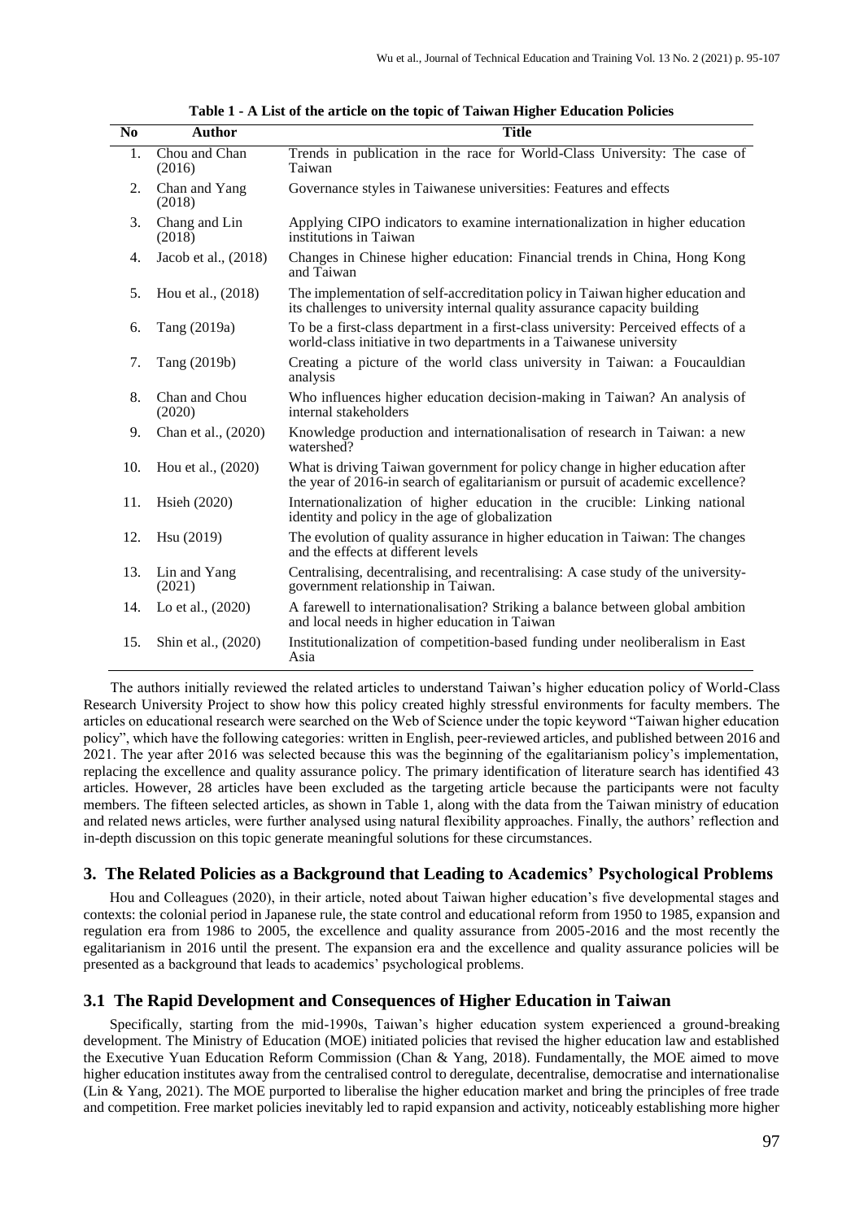**Table 1 - A List of the article on the topic of Taiwan Higher Education Policies**

| No | Author | Title |
|---|---|---|
| 1. | Chou and Chan (2016) | Trends in publication in the race for World-Class University: The case of Taiwan |
| 2. | Chan and Yang (2018) | Governance styles in Taiwanese universities: Features and effects |
| 3. | Chang and Lin (2018) | Applying CIPO indicators to examine internationalization in higher education institutions in Taiwan |
| 4. | Jacob et al., (2018) | Changes in Chinese higher education: Financial trends in China, Hong Kong and Taiwan |
| 5. | Hou et al., (2018) | The implementation of self-accreditation policy in Taiwan higher education and its challenges to university internal quality assurance capacity building |
| 6. | Tang (2019a) | To be a first-class department in a first-class university: Perceived effects of a world-class initiative in two departments in a Taiwanese university |
| 7. | Tang (2019b) | Creating a picture of the world class university in Taiwan: a Foucauldian analysis |
| 8. | Chan and Chou (2020) | Who influences higher education decision-making in Taiwan? An analysis of internal stakeholders |
| 9. | Chan et al., (2020) | Knowledge production and internationalisation of research in Taiwan: a new watershed? |
| 10. | Hou et al., (2020) | What is driving Taiwan government for policy change in higher education after the year of 2016-in search of egalitarianism or pursuit of academic excellence? |
| 11. | Hsieh (2020) | Internationalization of higher education in the crucible: Linking national identity and policy in the age of globalization |
| 12. | Hsu (2019) | The evolution of quality assurance in higher education in Taiwan: The changes and the effects at different levels |
| 13. | Lin and Yang (2021) | Centralising, decentralising, and recentralising: A case study of the university-government relationship in Taiwan. |
| 14. | Lo et al., (2020) | A farewell to internationalisation? Striking a balance between global ambition and local needs in higher education in Taiwan |
| 15. | Shin et al., (2020) | Institutionalization of competition-based funding under neoliberalism in East Asia |

The authors initially reviewed the related articles to understand Taiwan's higher education policy of World-Class Research University Project to show how this policy created highly stressful environments for faculty members. The articles on educational research were searched on the Web of Science under the topic keyword "Taiwan higher education policy", which have the following categories: written in English, peer-reviewed articles, and published between 2016 and 2021. The year after 2016 was selected because this was the beginning of the egalitarianism policy's implementation, replacing the excellence and quality assurance policy. The primary identification of literature search has identified 43 articles. However, 28 articles have been excluded as the targeting article because the participants were not faculty members. The fifteen selected articles, as shown in Table 1, along with the data from the Taiwan ministry of education and related news articles, were further analysed using natural flexibility approaches. Finally, the authors' reflection and in-depth discussion on this topic generate meaningful solutions for these circumstances.

## 3. The Related Policies as a Background that Leading to Academics' Psychological Problems

Hou and Colleagues (2020), in their article, noted about Taiwan higher education's five developmental stages and contexts: the colonial period in Japanese rule, the state control and educational reform from 1950 to 1985, expansion and regulation era from 1986 to 2005, the excellence and quality assurance from 2005-2016 and the most recently the egalitarianism in 2016 until the present. The expansion era and the excellence and quality assurance policies will be presented as a background that leads to academics' psychological problems.

### 3.1 The Rapid Development and Consequences of Higher Education in Taiwan

Specifically, starting from the mid-1990s, Taiwan's higher education system experienced a ground-breaking development. The Ministry of Education (MOE) initiated policies that revised the higher education law and established the Executive Yuan Education Reform Commission (Chan & Yang, 2018). Fundamentally, the MOE aimed to move higher education institutes away from the centralised control to deregulate, decentralise, democratise and internationalise (Lin & Yang, 2021). The MOE purported to liberalise the higher education market and bring the principles of free trade and competition. Free market policies inevitably led to rapid expansion and activity, noticeably establishing more higher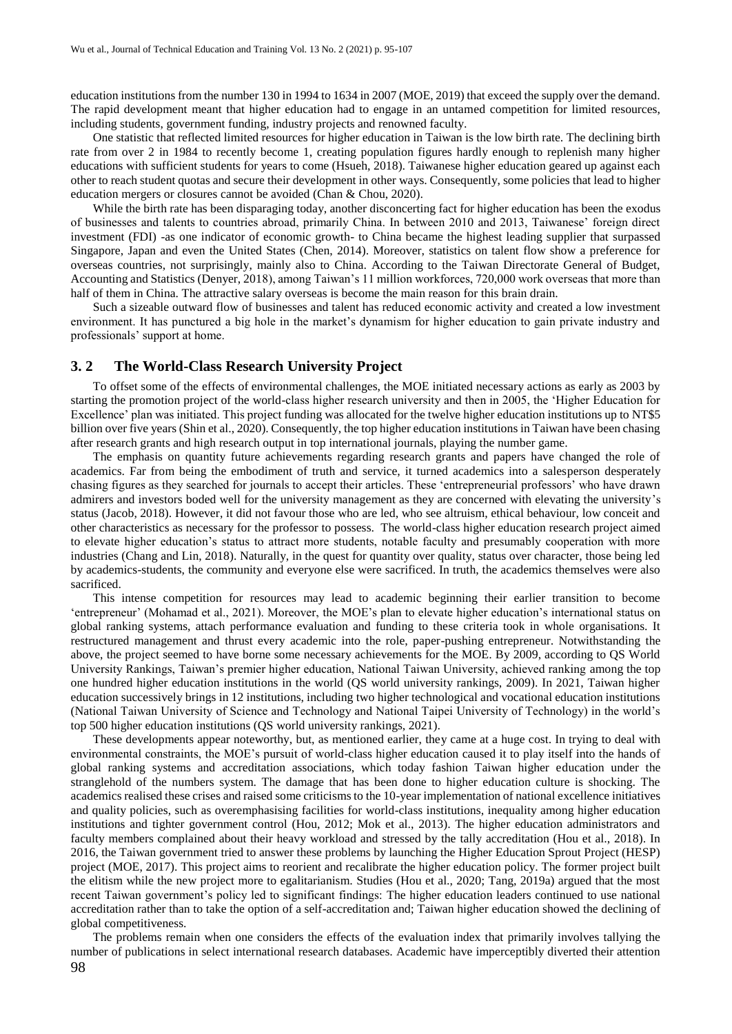education institutions from the number 130 in 1994 to 1634 in 2007 (MOE, 2019) that exceed the supply over the demand. The rapid development meant that higher education had to engage in an untamed competition for limited resources, including students, government funding, industry projects and renowned faculty.

One statistic that reflected limited resources for higher education in Taiwan is the low birth rate. The declining birth rate from over 2 in 1984 to recently become 1, creating population figures hardly enough to replenish many higher educations with sufficient students for years to come (Hsueh, 2018). Taiwanese higher education geared up against each other to reach student quotas and secure their development in other ways. Consequently, some policies that lead to higher education mergers or closures cannot be avoided (Chan & Chou, 2020).

While the birth rate has been disparaging today, another disconcerting fact for higher education has been the exodus of businesses and talents to countries abroad, primarily China. In between 2010 and 2013, Taiwanese' foreign direct investment (FDI) -as one indicator of economic growth- to China became the highest leading supplier that surpassed Singapore, Japan and even the United States (Chen, 2014). Moreover, statistics on talent flow show a preference for overseas countries, not surprisingly, mainly also to China. According to the Taiwan Directorate General of Budget, Accounting and Statistics (Denyer, 2018), among Taiwan's 11 million workforces, 720,000 work overseas that more than half of them in China. The attractive salary overseas is become the main reason for this brain drain.

Such a sizeable outward flow of businesses and talent has reduced economic activity and created a low investment environment. It has punctured a big hole in the market's dynamism for higher education to gain private industry and professionals' support at home.

## 3. 2 The World-Class Research University Project

To offset some of the effects of environmental challenges, the MOE initiated necessary actions as early as 2003 by starting the promotion project of the world-class higher research university and then in 2005, the 'Higher Education for Excellence' plan was initiated. This project funding was allocated for the twelve higher education institutions up to NT$5 billion over five years (Shin et al., 2020). Consequently, the top higher education institutions in Taiwan have been chasing after research grants and high research output in top international journals, playing the number game.

The emphasis on quantity future achievements regarding research grants and papers have changed the role of academics. Far from being the embodiment of truth and service, it turned academics into a salesperson desperately chasing figures as they searched for journals to accept their articles. These 'entrepreneurial professors' who have drawn admirers and investors boded well for the university management as they are concerned with elevating the university's status (Jacob, 2018). However, it did not favour those who are led, who see altruism, ethical behaviour, low conceit and other characteristics as necessary for the professor to possess. The world-class higher education research project aimed to elevate higher education's status to attract more students, notable faculty and presumably cooperation with more industries (Chang and Lin, 2018). Naturally, in the quest for quantity over quality, status over character, those being led by academics-students, the community and everyone else were sacrificed. In truth, the academics themselves were also sacrificed.

This intense competition for resources may lead to academic beginning their earlier transition to become 'entrepreneur' (Mohamad et al., 2021). Moreover, the MOE's plan to elevate higher education's international status on global ranking systems, attach performance evaluation and funding to these criteria took in whole organisations. It restructured management and thrust every academic into the role, paper-pushing entrepreneur. Notwithstanding the above, the project seemed to have borne some necessary achievements for the MOE. By 2009, according to QS World University Rankings, Taiwan's premier higher education, National Taiwan University, achieved ranking among the top one hundred higher education institutions in the world (QS world university rankings, 2009). In 2021, Taiwan higher education successively brings in 12 institutions, including two higher technological and vocational education institutions (National Taiwan University of Science and Technology and National Taipei University of Technology) in the world's top 500 higher education institutions (QS world university rankings, 2021).

These developments appear noteworthy, but, as mentioned earlier, they came at a huge cost. In trying to deal with environmental constraints, the MOE's pursuit of world-class higher education caused it to play itself into the hands of global ranking systems and accreditation associations, which today fashion Taiwan higher education under the stranglehold of the numbers system. The damage that has been done to higher education culture is shocking. The academics realised these crises and raised some criticisms to the 10-year implementation of national excellence initiatives and quality policies, such as overemphasising facilities for world-class institutions, inequality among higher education institutions and tighter government control (Hou, 2012; Mok et al., 2013). The higher education administrators and faculty members complained about their heavy workload and stressed by the tally accreditation (Hou et al., 2018). In 2016, the Taiwan government tried to answer these problems by launching the Higher Education Sprout Project (HESP) project (MOE, 2017). This project aims to reorient and recalibrate the higher education policy. The former project built the elitism while the new project more to egalitarianism. Studies (Hou et al., 2020; Tang, 2019a) argued that the most recent Taiwan government's policy led to significant findings: The higher education leaders continued to use national accreditation rather than to take the option of a self-accreditation and; Taiwan higher education showed the declining of global competitiveness.

The problems remain when one considers the effects of the evaluation index that primarily involves tallying the number of publications in select international research databases. Academic have imperceptibly diverted their attention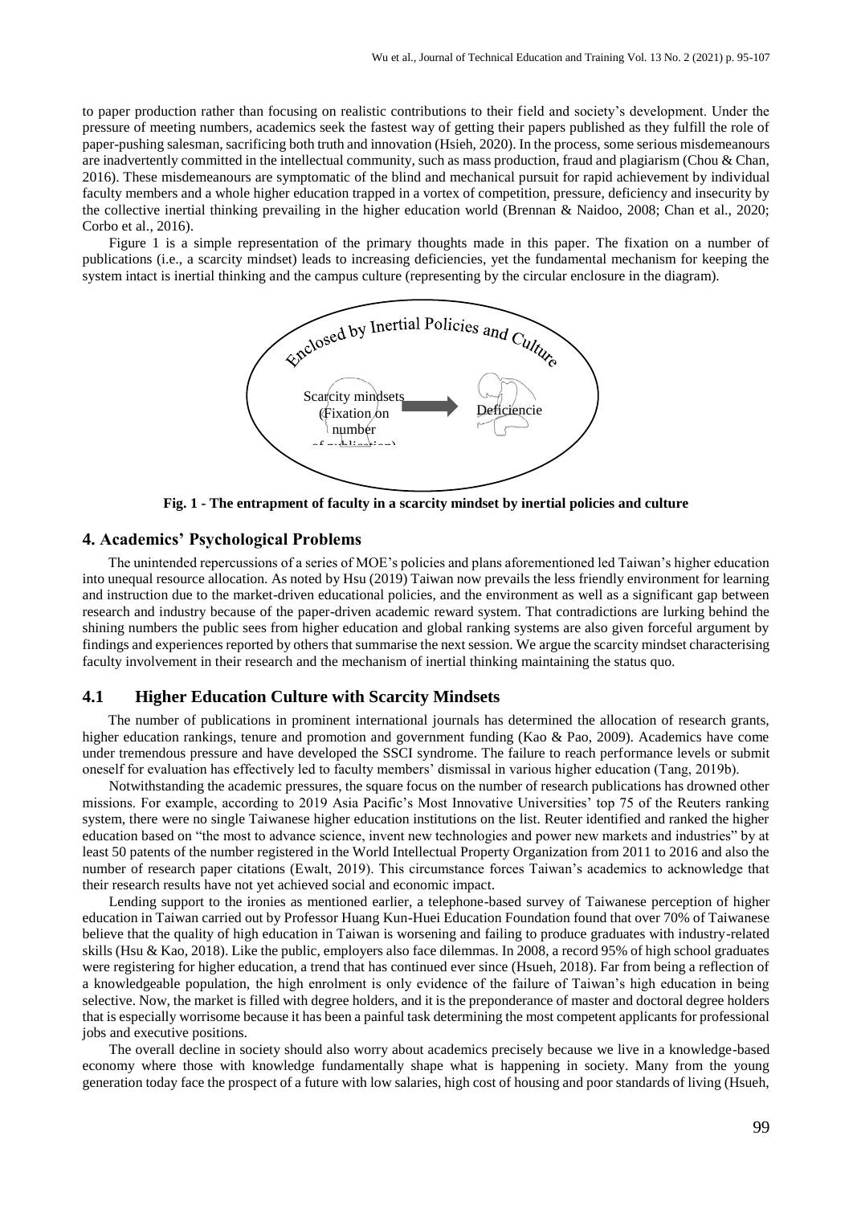to paper production rather than focusing on realistic contributions to their field and society's development. Under the pressure of meeting numbers, academics seek the fastest way of getting their papers published as they fulfill the role of paper-pushing salesman, sacrificing both truth and innovation (Hsieh, 2020). In the process, some serious misdemeanours are inadvertently committed in the intellectual community, such as mass production, fraud and plagiarism (Chou & Chan, 2016). These misdemeanours are symptomatic of the blind and mechanical pursuit for rapid achievement by individual faculty members and a whole higher education trapped in a vortex of competition, pressure, deficiency and insecurity by the collective inertial thinking prevailing in the higher education world (Brennan & Naidoo, 2008; Chan et al., 2020; Corbo et al., 2016).

Figure 1 is a simple representation of the primary thoughts made in this paper. The fixation on a number of publications (i.e., a scarcity mindset) leads to increasing deficiencies, yet the fundamental mechanism for keeping the system intact is inertial thinking and the campus culture (representing by the circular enclosure in the diagram).

Enclosed by Inertial Policies and Culture

Scarcity mindsets (Fixation on number of publication) → Deficiencie

**Fig. 1 - The entrapment of faculty in a scarcity mindset by inertial policies and culture**

## 4. Academics' Psychological Problems

The unintended repercussions of a series of MOE's policies and plans aforementioned led Taiwan's higher education into unequal resource allocation. As noted by Hsu (2019) Taiwan now prevails the less friendly environment for learning and instruction due to the market-driven educational policies, and the environment as well as a significant gap between research and industry because of the paper-driven academic reward system. That contradictions are lurking behind the shining numbers the public sees from higher education and global ranking systems are also given forceful argument by findings and experiences reported by others that summarise the next session. We argue the scarcity mindset characterising faculty involvement in their research and the mechanism of inertial thinking maintaining the status quo.

### 4.1 Higher Education Culture with Scarcity Mindsets

The number of publications in prominent international journals has determined the allocation of research grants, higher education rankings, tenure and promotion and government funding (Kao & Pao, 2009). Academics have come under tremendous pressure and have developed the SSCI syndrome. The failure to reach performance levels or submit oneself for evaluation has effectively led to faculty members' dismissal in various higher education (Tang, 2019b).

Notwithstanding the academic pressures, the square focus on the number of research publications has drowned other missions. For example, according to 2019 Asia Pacific's Most Innovative Universities' top 75 of the Reuters ranking system, there were no single Taiwanese higher education institutions on the list. Reuter identified and ranked the higher education based on "the most to advance science, invent new technologies and power new markets and industries" by at least 50 patents of the number registered in the World Intellectual Property Organization from 2011 to 2016 and also the number of research paper citations (Ewalt, 2019). This circumstance forces Taiwan's academics to acknowledge that their research results have not yet achieved social and economic impact.

Lending support to the ironies as mentioned earlier, a telephone-based survey of Taiwanese perception of higher education in Taiwan carried out by Professor Huang Kun-Huei Education Foundation found that over 70% of Taiwanese believe that the quality of high education in Taiwan is worsening and failing to produce graduates with industry-related skills (Hsu & Kao, 2018). Like the public, employers also face dilemmas. In 2008, a record 95% of high school graduates were registering for higher education, a trend that has continued ever since (Hsueh, 2018). Far from being a reflection of a knowledgeable population, the high enrolment is only evidence of the failure of Taiwan's high education in being selective. Now, the market is filled with degree holders, and it is the preponderance of master and doctoral degree holders that is especially worrisome because it has been a painful task determining the most competent applicants for professional jobs and executive positions.

The overall decline in society should also worry about academics precisely because we live in a knowledge-based economy where those with knowledge fundamentally shape what is happening in society. Many from the young generation today face the prospect of a future with low salaries, high cost of housing and poor standards of living (Hsueh,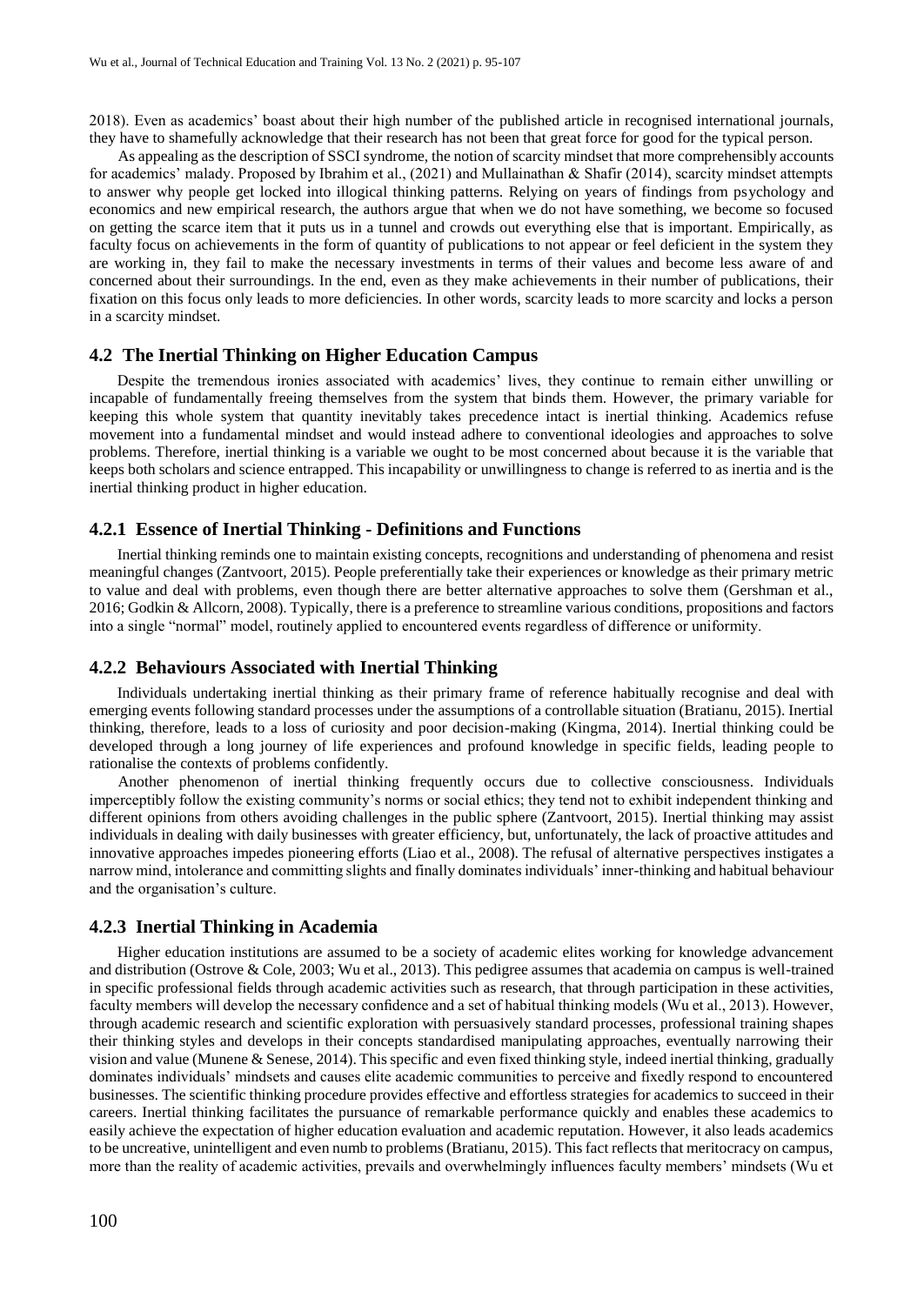2018). Even as academics' boast about their high number of the published article in recognised international journals, they have to shamefully acknowledge that their research has not been that great force for good for the typical person.

As appealing as the description of SSCI syndrome, the notion of scarcity mindset that more comprehensibly accounts for academics' malady. Proposed by Ibrahim et al., (2021) and Mullainathan & Shafir (2014), scarcity mindset attempts to answer why people get locked into illogical thinking patterns. Relying on years of findings from psychology and economics and new empirical research, the authors argue that when we do not have something, we become so focused on getting the scarce item that it puts us in a tunnel and crowds out everything else that is important. Empirically, as faculty focus on achievements in the form of quantity of publications to not appear or feel deficient in the system they are working in, they fail to make the necessary investments in terms of their values and become less aware of and concerned about their surroundings. In the end, even as they make achievements in their number of publications, their fixation on this focus only leads to more deficiencies. In other words, scarcity leads to more scarcity and locks a person in a scarcity mindset.

### 4.2 The Inertial Thinking on Higher Education Campus

Despite the tremendous ironies associated with academics' lives, they continue to remain either unwilling or incapable of fundamentally freeing themselves from the system that binds them. However, the primary variable for keeping this whole system that quantity inevitably takes precedence intact is inertial thinking. Academics refuse movement into a fundamental mindset and would instead adhere to conventional ideologies and approaches to solve problems. Therefore, inertial thinking is a variable we ought to be most concerned about because it is the variable that keeps both scholars and science entrapped. This incapability or unwillingness to change is referred to as inertia and is the inertial thinking product in higher education.

#### 4.2.1 Essence of Inertial Thinking - Definitions and Functions

Inertial thinking reminds one to maintain existing concepts, recognitions and understanding of phenomena and resist meaningful changes (Zantvoort, 2015). People preferentially take their experiences or knowledge as their primary metric to value and deal with problems, even though there are better alternative approaches to solve them (Gershman et al., 2016; Godkin & Allcorn, 2008). Typically, there is a preference to streamline various conditions, propositions and factors into a single "normal" model, routinely applied to encountered events regardless of difference or uniformity.

#### 4.2.2 Behaviours Associated with Inertial Thinking

Individuals undertaking inertial thinking as their primary frame of reference habitually recognise and deal with emerging events following standard processes under the assumptions of a controllable situation (Bratianu, 2015). Inertial thinking, therefore, leads to a loss of curiosity and poor decision-making (Kingma, 2014). Inertial thinking could be developed through a long journey of life experiences and profound knowledge in specific fields, leading people to rationalise the contexts of problems confidently.

Another phenomenon of inertial thinking frequently occurs due to collective consciousness. Individuals imperceptibly follow the existing community's norms or social ethics; they tend not to exhibit independent thinking and different opinions from others avoiding challenges in the public sphere (Zantvoort, 2015). Inertial thinking may assist individuals in dealing with daily businesses with greater efficiency, but, unfortunately, the lack of proactive attitudes and innovative approaches impedes pioneering efforts (Liao et al., 2008). The refusal of alternative perspectives instigates a narrow mind, intolerance and committing slights and finally dominates individuals' inner-thinking and habitual behaviour and the organisation's culture.

#### 4.2.3 Inertial Thinking in Academia

Higher education institutions are assumed to be a society of academic elites working for knowledge advancement and distribution (Ostrove & Cole, 2003; Wu et al., 2013). This pedigree assumes that academia on campus is well-trained in specific professional fields through academic activities such as research, that through participation in these activities, faculty members will develop the necessary confidence and a set of habitual thinking models (Wu et al., 2013). However, through academic research and scientific exploration with persuasively standard processes, professional training shapes their thinking styles and develops in their concepts standardised manipulating approaches, eventually narrowing their vision and value (Munene & Senese, 2014). This specific and even fixed thinking style, indeed inertial thinking, gradually dominates individuals' mindsets and causes elite academic communities to perceive and fixedly respond to encountered businesses. The scientific thinking procedure provides effective and effortless strategies for academics to succeed in their careers. Inertial thinking facilitates the pursuance of remarkable performance quickly and enables these academics to easily achieve the expectation of higher education evaluation and academic reputation. However, it also leads academics to be uncreative, unintelligent and even numb to problems (Bratianu, 2015). This fact reflects that meritocracy on campus, more than the reality of academic activities, prevails and overwhelmingly influences faculty members' mindsets (Wu et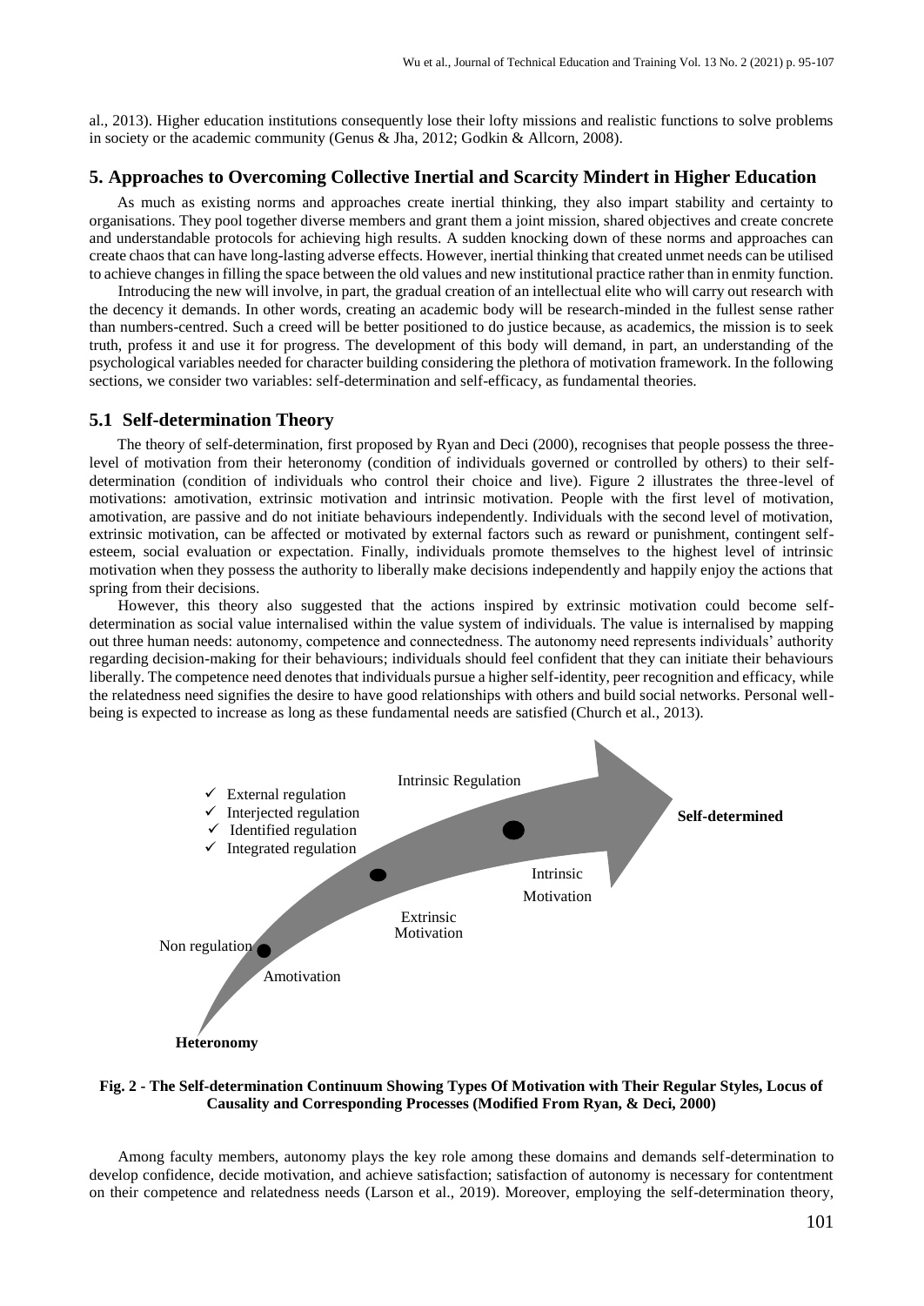al., 2013). Higher education institutions consequently lose their lofty missions and realistic functions to solve problems in society or the academic community (Genus & Jha, 2012; Godkin & Allcorn, 2008).

## 5. Approaches to Overcoming Collective Inertial and Scarcity Mindert in Higher Education

As much as existing norms and approaches create inertial thinking, they also impart stability and certainty to organisations. They pool together diverse members and grant them a joint mission, shared objectives and create concrete and understandable protocols for achieving high results. A sudden knocking down of these norms and approaches can create chaos that can have long-lasting adverse effects. However, inertial thinking that created unmet needs can be utilised to achieve changes in filling the space between the old values and new institutional practice rather than in enmity function.

Introducing the new will involve, in part, the gradual creation of an intellectual elite who will carry out research with the decency it demands. In other words, creating an academic body will be research-minded in the fullest sense rather than numbers-centred. Such a creed will be better positioned to do justice because, as academics, the mission is to seek truth, profess it and use it for progress. The development of this body will demand, in part, an understanding of the psychological variables needed for character building considering the plethora of motivation framework. In the following sections, we consider two variables: self-determination and self-efficacy, as fundamental theories.

### 5.1 Self-determination Theory

The theory of self-determination, first proposed by Ryan and Deci (2000), recognises that people possess the three-level of motivation from their heteronomy (condition of individuals governed or controlled by others) to their self-determination (condition of individuals who control their choice and live). Figure 2 illustrates the three-level of motivations: amotivation, extrinsic motivation and intrinsic motivation. People with the first level of motivation, amotivation, are passive and do not initiate behaviours independently. Individuals with the second level of motivation, extrinsic motivation, can be affected or motivated by external factors such as reward or punishment, contingent self-esteem, social evaluation or expectation. Finally, individuals promote themselves to the highest level of intrinsic motivation when they possess the authority to liberally make decisions independently and happily enjoy the actions that spring from their decisions.

However, this theory also suggested that the actions inspired by extrinsic motivation could become self-determination as social value internalised within the value system of individuals. The value is internalised by mapping out three human needs: autonomy, competence and connectedness. The autonomy need represents individuals' authority regarding decision-making for their behaviours; individuals should feel confident that they can initiate their behaviours liberally. The competence need denotes that individuals pursue a higher self-identity, peer recognition and efficacy, while the relatedness need signifies the desire to have good relationships with others and build social networks. Personal well-being is expected to increase as long as these fundamental needs are satisfied (Church et al., 2013).

- ✓ External regulation
- ✓ Interjected regulation
- ✓ Identified regulation
- ✓ Integrated regulation

Intrinsic Regulation

**Self-determined**

Intrinsic Motivation

Extrinsic Motivation

Non regulation

Amotivation

**Heteronomy**

**Fig. 2 - The Self-determination Continuum Showing Types Of Motivation with Their Regular Styles, Locus of Causality and Corresponding Processes (Modified From Ryan, & Deci, 2000)**

Among faculty members, autonomy plays the key role among these domains and demands self-determination to develop confidence, decide motivation, and achieve satisfaction; satisfaction of autonomy is necessary for contentment on their competence and relatedness needs (Larson et al., 2019). Moreover, employing the self-determination theory,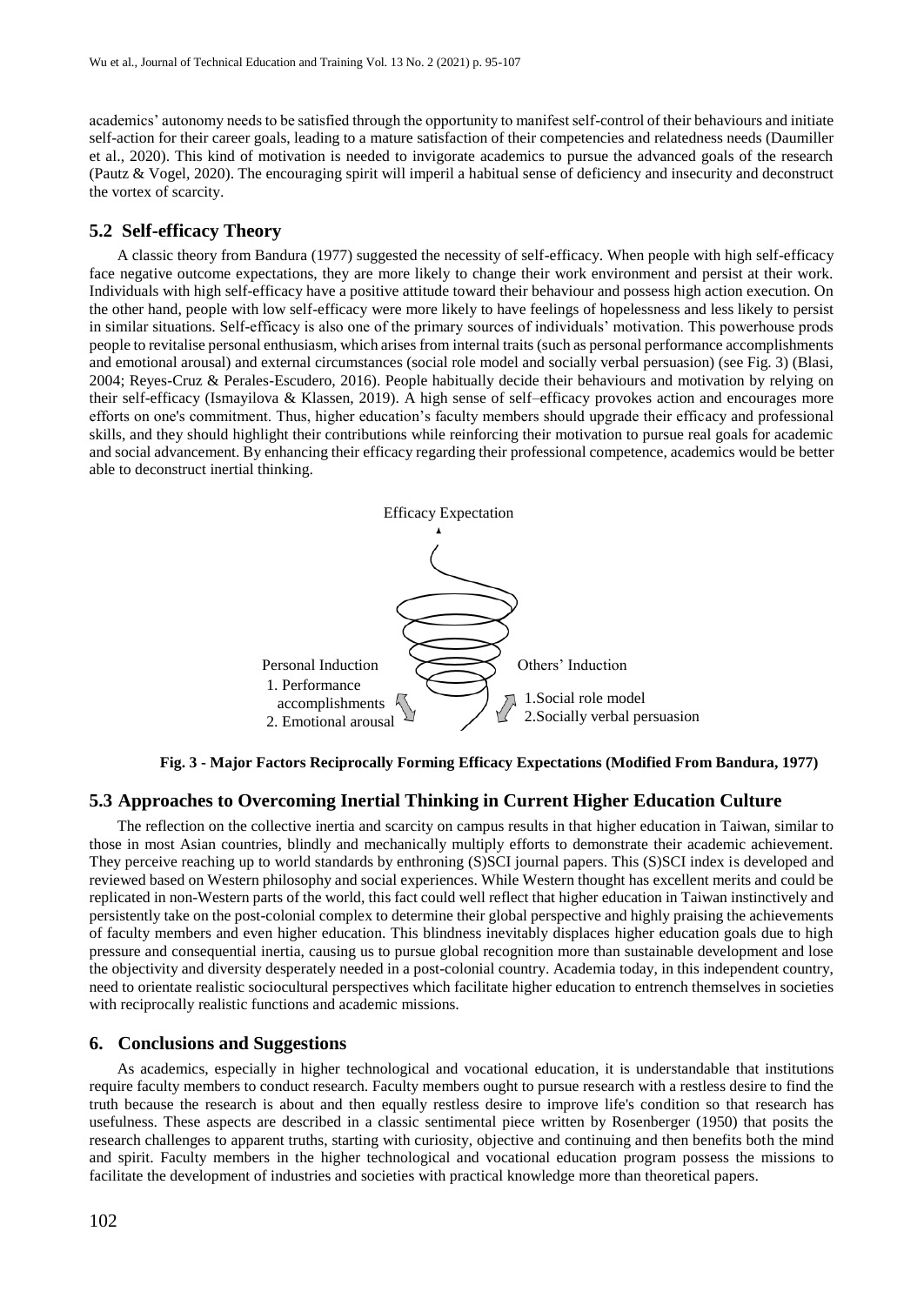academics' autonomy needs to be satisfied through the opportunity to manifest self-control of their behaviours and initiate self-action for their career goals, leading to a mature satisfaction of their competencies and relatedness needs (Daumiller et al., 2020). This kind of motivation is needed to invigorate academics to pursue the advanced goals of the research (Pautz & Vogel, 2020). The encouraging spirit will imperil a habitual sense of deficiency and insecurity and deconstruct the vortex of scarcity.

## 5.2 Self-efficacy Theory

A classic theory from Bandura (1977) suggested the necessity of self-efficacy. When people with high self-efficacy face negative outcome expectations, they are more likely to change their work environment and persist at their work. Individuals with high self-efficacy have a positive attitude toward their behaviour and possess high action execution. On the other hand, people with low self-efficacy were more likely to have feelings of hopelessness and less likely to persist in similar situations. Self-efficacy is also one of the primary sources of individuals' motivation. This powerhouse prods people to revitalise personal enthusiasm, which arises from internal traits (such as personal performance accomplishments and emotional arousal) and external circumstances (social role model and socially verbal persuasion) (see Fig. 3) (Blasi, 2004; Reyes-Cruz & Perales-Escudero, 2016). People habitually decide their behaviours and motivation by relying on their self-efficacy (Ismayilova & Klassen, 2019). A high sense of self–efficacy provokes action and encourages more efforts on one's commitment. Thus, higher education's faculty members should upgrade their efficacy and professional skills, and they should highlight their contributions while reinforcing their motivation to pursue real goals for academic and social advancement. By enhancing their efficacy regarding their professional competence, academics would be better able to deconstruct inertial thinking.

Efficacy Expectation

Personal Induction
1. Performance accomplishments
2. Emotional arousal

Others' Induction
1. Social role model
2. Socially verbal persuasion

**Fig. 3 - Major Factors Reciprocally Forming Efficacy Expectations (Modified From Bandura, 1977)**

## 5.3 Approaches to Overcoming Inertial Thinking in Current Higher Education Culture

The reflection on the collective inertia and scarcity on campus results in that higher education in Taiwan, similar to those in most Asian countries, blindly and mechanically multiply efforts to demonstrate their academic achievement. They perceive reaching up to world standards by enthroning (S)SCI journal papers. This (S)SCI index is developed and reviewed based on Western philosophy and social experiences. While Western thought has excellent merits and could be replicated in non-Western parts of the world, this fact could well reflect that higher education in Taiwan instinctively and persistently take on the post-colonial complex to determine their global perspective and highly praising the achievements of faculty members and even higher education. This blindness inevitably displaces higher education goals due to high pressure and consequential inertia, causing us to pursue global recognition more than sustainable development and lose the objectivity and diversity desperately needed in a post-colonial country. Academia today, in this independent country, need to orientate realistic sociocultural perspectives which facilitate higher education to entrench themselves in societies with reciprocally realistic functions and academic missions.

# 6. Conclusions and Suggestions

As academics, especially in higher technological and vocational education, it is understandable that institutions require faculty members to conduct research. Faculty members ought to pursue research with a restless desire to find the truth because the research is about and then equally restless desire to improve life's condition so that research has usefulness. These aspects are described in a classic sentimental piece written by Rosenberger (1950) that posits the research challenges to apparent truths, starting with curiosity, objective and continuing and then benefits both the mind and spirit. Faculty members in the higher technological and vocational education program possess the missions to facilitate the development of industries and societies with practical knowledge more than theoretical papers.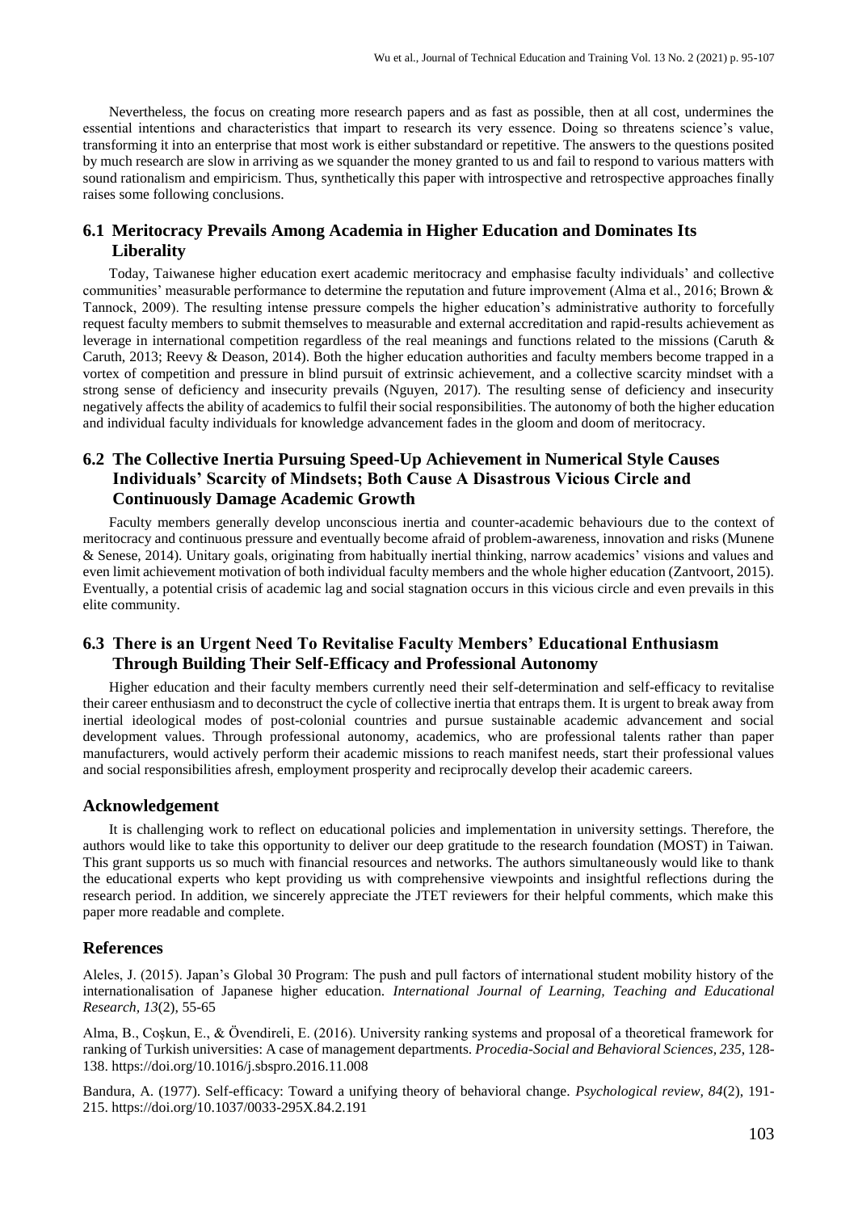Nevertheless, the focus on creating more research papers and as fast as possible, then at all cost, undermines the essential intentions and characteristics that impart to research its very essence. Doing so threatens science's value, transforming it into an enterprise that most work is either substandard or repetitive. The answers to the questions posited by much research are slow in arriving as we squander the money granted to us and fail to respond to various matters with sound rationalism and empiricism. Thus, synthetically this paper with introspective and retrospective approaches finally raises some following conclusions.

## 6.1 Meritocracy Prevails Among Academia in Higher Education and Dominates Its Liberality

Today, Taiwanese higher education exert academic meritocracy and emphasise faculty individuals' and collective communities' measurable performance to determine the reputation and future improvement (Alma et al., 2016; Brown & Tannock, 2009). The resulting intense pressure compels the higher education's administrative authority to forcefully request faculty members to submit themselves to measurable and external accreditation and rapid-results achievement as leverage in international competition regardless of the real meanings and functions related to the missions (Caruth & Caruth, 2013; Reevy & Deason, 2014). Both the higher education authorities and faculty members become trapped in a vortex of competition and pressure in blind pursuit of extrinsic achievement, and a collective scarcity mindset with a strong sense of deficiency and insecurity prevails (Nguyen, 2017). The resulting sense of deficiency and insecurity negatively affects the ability of academics to fulfil their social responsibilities. The autonomy of both the higher education and individual faculty individuals for knowledge advancement fades in the gloom and doom of meritocracy.

## 6.2 The Collective Inertia Pursuing Speed-Up Achievement in Numerical Style Causes Individuals' Scarcity of Mindsets; Both Cause A Disastrous Vicious Circle and Continuously Damage Academic Growth

Faculty members generally develop unconscious inertia and counter-academic behaviours due to the context of meritocracy and continuous pressure and eventually become afraid of problem-awareness, innovation and risks (Munene & Senese, 2014). Unitary goals, originating from habitually inertial thinking, narrow academics' visions and values and even limit achievement motivation of both individual faculty members and the whole higher education (Zantvoort, 2015). Eventually, a potential crisis of academic lag and social stagnation occurs in this vicious circle and even prevails in this elite community.

## 6.3 There is an Urgent Need To Revitalise Faculty Members' Educational Enthusiasm Through Building Their Self-Efficacy and Professional Autonomy

Higher education and their faculty members currently need their self-determination and self-efficacy to revitalise their career enthusiasm and to deconstruct the cycle of collective inertia that entraps them. It is urgent to break away from inertial ideological modes of post-colonial countries and pursue sustainable academic advancement and social development values. Through professional autonomy, academics, who are professional talents rather than paper manufacturers, would actively perform their academic missions to reach manifest needs, start their professional values and social responsibilities afresh, employment prosperity and reciprocally develop their academic careers.

## Acknowledgement

It is challenging work to reflect on educational policies and implementation in university settings. Therefore, the authors would like to take this opportunity to deliver our deep gratitude to the research foundation (MOST) in Taiwan. This grant supports us so much with financial resources and networks. The authors simultaneously would like to thank the educational experts who kept providing us with comprehensive viewpoints and insightful reflections during the research period. In addition, we sincerely appreciate the JTET reviewers for their helpful comments, which make this paper more readable and complete.

## References

Aleles, J. (2015). Japan's Global 30 Program: The push and pull factors of international student mobility history of the internationalisation of Japanese higher education. *International Journal of Learning, Teaching and Educational Research, 13*(2), 55-65

Alma, B., Coşkun, E., & Övendireli, E. (2016). University ranking systems and proposal of a theoretical framework for ranking of Turkish universities: A case of management departments. *Procedia-Social and Behavioral Sciences, 235*, 128-138. https://doi.org/10.1016/j.sbspro.2016.11.008

Bandura, A. (1977). Self-efficacy: Toward a unifying theory of behavioral change. *Psychological review, 84*(2), 191-215. https://doi.org/10.1037/0033-295X.84.2.191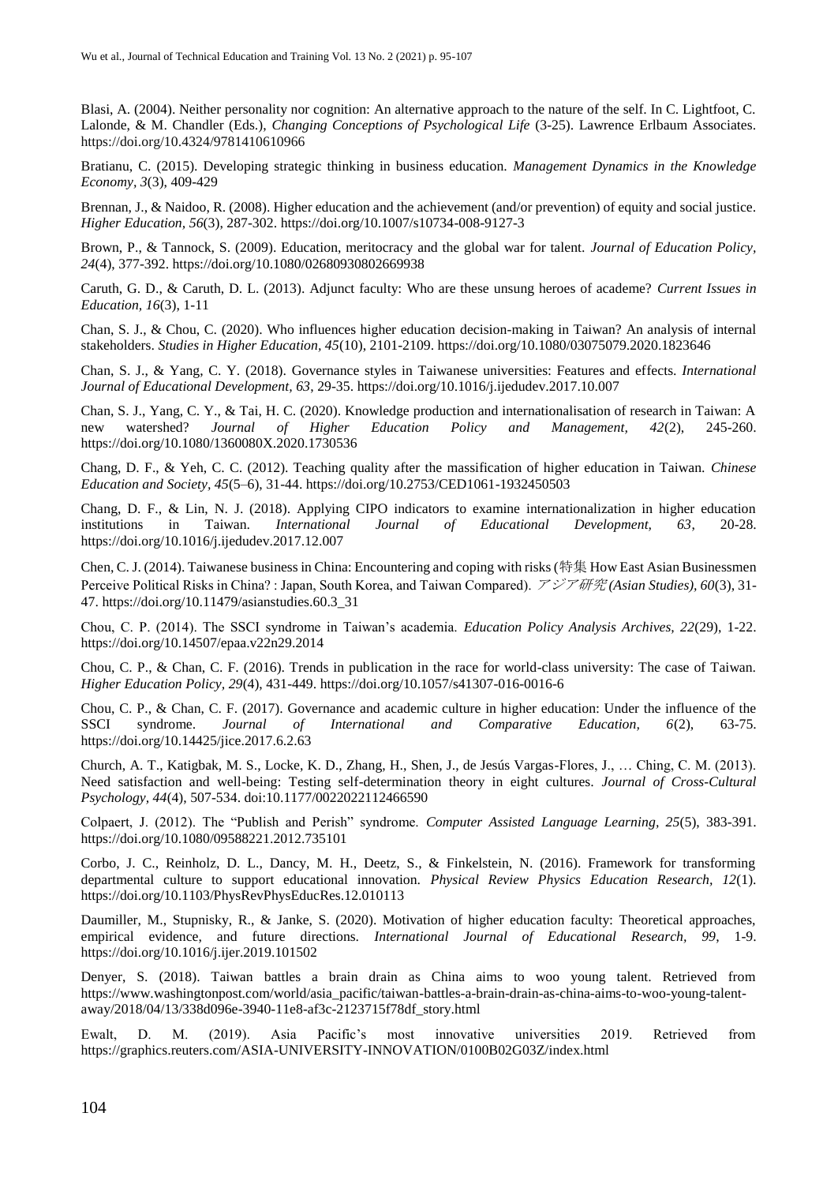Blasi, A. (2004). Neither personality nor cognition: An alternative approach to the nature of the self. In C. Lightfoot, C. Lalonde, & M. Chandler (Eds.), *Changing Conceptions of Psychological Life* (3-25). Lawrence Erlbaum Associates. https://doi.org/10.4324/9781410610966

Bratianu, C. (2015). Developing strategic thinking in business education. *Management Dynamics in the Knowledge Economy, 3*(3), 409-429

Brennan, J., & Naidoo, R. (2008). Higher education and the achievement (and/or prevention) of equity and social justice. *Higher Education, 56*(3), 287-302. https://doi.org/10.1007/s10734-008-9127-3

Brown, P., & Tannock, S. (2009). Education, meritocracy and the global war for talent. *Journal of Education Policy, 24*(4), 377-392. https://doi.org/10.1080/02680930802669938

Caruth, G. D., & Caruth, D. L. (2013). Adjunct faculty: Who are these unsung heroes of academe? *Current Issues in Education, 16*(3), 1-11

Chan, S. J., & Chou, C. (2020). Who influences higher education decision-making in Taiwan? An analysis of internal stakeholders. *Studies in Higher Education, 45*(10), 2101-2109. https://doi.org/10.1080/03075079.2020.1823646

Chan, S. J., & Yang, C. Y. (2018). Governance styles in Taiwanese universities: Features and effects. *International Journal of Educational Development, 63*, 29-35. https://doi.org/10.1016/j.ijedudev.2017.10.007

Chan, S. J., Yang, C. Y., & Tai, H. C. (2020). Knowledge production and internationalisation of research in Taiwan: A new watershed? *Journal of Higher Education Policy and Management, 42*(2), 245-260. https://doi.org/10.1080/1360080X.2020.1730536

Chang, D. F., & Yeh, C. C. (2012). Teaching quality after the massification of higher education in Taiwan. *Chinese Education and Society, 45*(5–6), 31-44. https://doi.org/10.2753/CED1061-1932450503

Chang, D. F., & Lin, N. J. (2018). Applying CIPO indicators to examine internationalization in higher education institutions in Taiwan. *International Journal of Educational Development, 63*, 20-28. https://doi.org/10.1016/j.ijedudev.2017.12.007

Chen, C. J. (2014). Taiwanese business in China: Encountering and coping with risks (特集 How East Asian Businessmen Perceive Political Risks in China? : Japan, South Korea, and Taiwan Compared). *アジア研究 (Asian Studies), 60*(3), 31-47. https://doi.org/10.11479/asianstudies.60.3_31

Chou, C. P. (2014). The SSCI syndrome in Taiwan's academia. *Education Policy Analysis Archives, 22*(29), 1-22. https://doi.org/10.14507/epaa.v22n29.2014

Chou, C. P., & Chan, C. F. (2016). Trends in publication in the race for world-class university: The case of Taiwan. *Higher Education Policy, 29*(4), 431-449. https://doi.org/10.1057/s41307-016-0016-6

Chou, C. P., & Chan, C. F. (2017). Governance and academic culture in higher education: Under the influence of the SSCI syndrome. *Journal of International and Comparative Education, 6*(2), 63-75. https://doi.org/10.14425/jice.2017.6.2.63

Church, A. T., Katigbak, M. S., Locke, K. D., Zhang, H., Shen, J., de Jesús Vargas-Flores, J., … Ching, C. M. (2013). Need satisfaction and well-being: Testing self-determination theory in eight cultures. *Journal of Cross-Cultural Psychology, 44*(4), 507-534. doi:10.1177/0022022112466590

Colpaert, J. (2012). The "Publish and Perish" syndrome. *Computer Assisted Language Learning, 25*(5), 383-391. https://doi.org/10.1080/09588221.2012.735101

Corbo, J. C., Reinholz, D. L., Dancy, M. H., Deetz, S., & Finkelstein, N. (2016). Framework for transforming departmental culture to support educational innovation. *Physical Review Physics Education Research, 12*(1). https://doi.org/10.1103/PhysRevPhysEducRes.12.010113

Daumiller, M., Stupnisky, R., & Janke, S. (2020). Motivation of higher education faculty: Theoretical approaches, empirical evidence, and future directions. *International Journal of Educational Research, 99*, 1-9. https://doi.org/10.1016/j.ijer.2019.101502

Denyer, S. (2018). Taiwan battles a brain drain as China aims to woo young talent. Retrieved from https://www.washingtonpost.com/world/asia_pacific/taiwan-battles-a-brain-drain-as-china-aims-to-woo-young-talent-away/2018/04/13/338d096e-3940-11e8-af3c-2123715f78df_story.html

Ewalt, D. M. (2019). Asia Pacific's most innovative universities 2019. Retrieved from https://graphics.reuters.com/ASIA-UNIVERSITY-INNOVATION/0100B02G03Z/index.html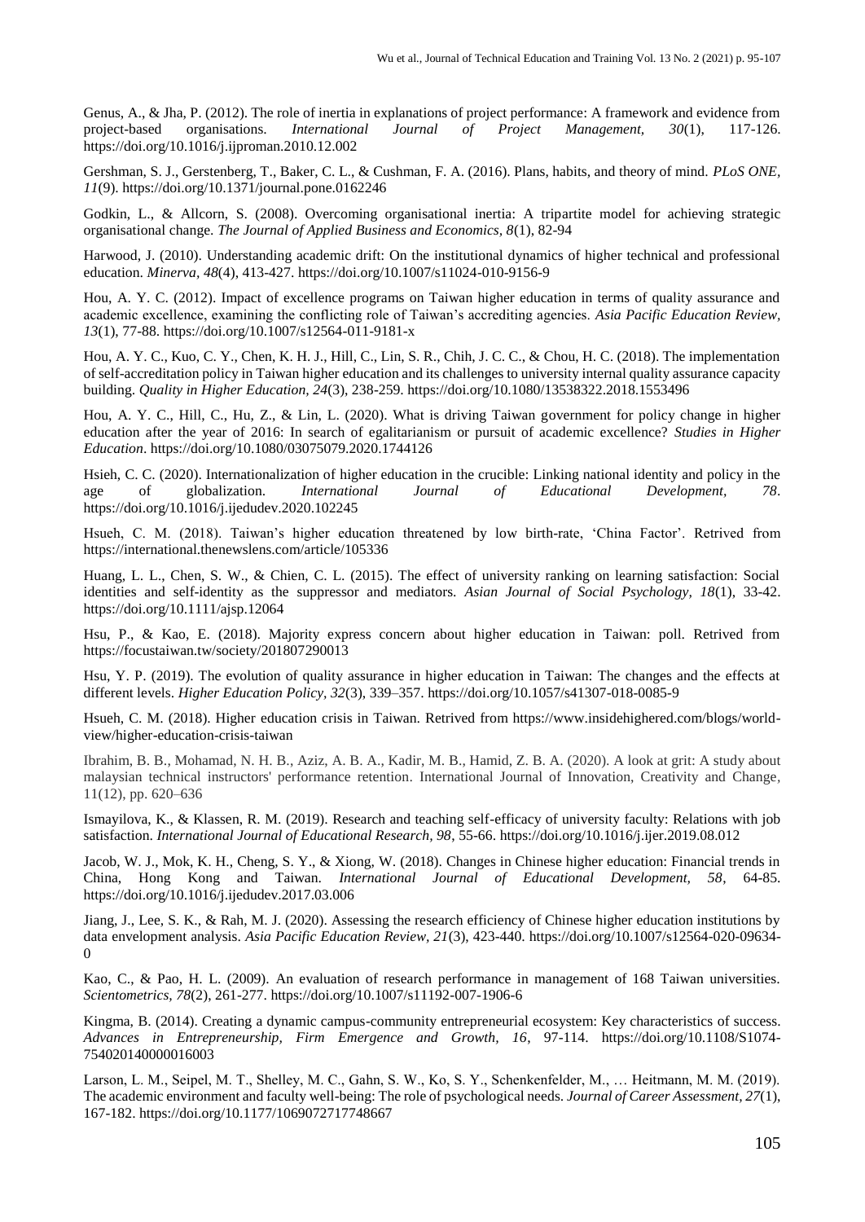Genus, A., & Jha, P. (2012). The role of inertia in explanations of project performance: A framework and evidence from project-based organisations. *International Journal of Project Management, 30*(1), 117-126. https://doi.org/10.1016/j.ijproman.2010.12.002

Gershman, S. J., Gerstenberg, T., Baker, C. L., & Cushman, F. A. (2016). Plans, habits, and theory of mind. *PLoS ONE, 11*(9). https://doi.org/10.1371/journal.pone.0162246

Godkin, L., & Allcorn, S. (2008). Overcoming organisational inertia: A tripartite model for achieving strategic organisational change. *The Journal of Applied Business and Economics, 8*(1), 82-94

Harwood, J. (2010). Understanding academic drift: On the institutional dynamics of higher technical and professional education. *Minerva, 48*(4), 413-427. https://doi.org/10.1007/s11024-010-9156-9

Hou, A. Y. C. (2012). Impact of excellence programs on Taiwan higher education in terms of quality assurance and academic excellence, examining the conflicting role of Taiwan's accrediting agencies. *Asia Pacific Education Review, 13*(1), 77-88. https://doi.org/10.1007/s12564-011-9181-x

Hou, A. Y. C., Kuo, C. Y., Chen, K. H. J., Hill, C., Lin, S. R., Chih, J. C. C., & Chou, H. C. (2018). The implementation of self-accreditation policy in Taiwan higher education and its challenges to university internal quality assurance capacity building. *Quality in Higher Education, 24*(3), 238-259. https://doi.org/10.1080/13538322.2018.1553496

Hou, A. Y. C., Hill, C., Hu, Z., & Lin, L. (2020). What is driving Taiwan government for policy change in higher education after the year of 2016: In search of egalitarianism or pursuit of academic excellence? *Studies in Higher Education*. https://doi.org/10.1080/03075079.2020.1744126

Hsieh, C. C. (2020). Internationalization of higher education in the crucible: Linking national identity and policy in the age of globalization. *International Journal of Educational Development, 78*. https://doi.org/10.1016/j.ijedudev.2020.102245

Hsueh, C. M. (2018). Taiwan's higher education threatened by low birth-rate, 'China Factor'. Retrived from https://international.thenewslens.com/article/105336

Huang, L. L., Chen, S. W., & Chien, C. L. (2015). The effect of university ranking on learning satisfaction: Social identities and self-identity as the suppressor and mediators. *Asian Journal of Social Psychology, 18*(1), 33-42. https://doi.org/10.1111/ajsp.12064

Hsu, P., & Kao, E. (2018). Majority express concern about higher education in Taiwan: poll. Retrived from https://focustaiwan.tw/society/201807290013

Hsu, Y. P. (2019). The evolution of quality assurance in higher education in Taiwan: The changes and the effects at different levels. *Higher Education Policy, 32*(3), 339–357. https://doi.org/10.1057/s41307-018-0085-9

Hsueh, C. M. (2018). Higher education crisis in Taiwan. Retrived from https://www.insidehighered.com/blogs/world-view/higher-education-crisis-taiwan

Ibrahim, B. B., Mohamad, N. H. B., Aziz, A. B. A., Kadir, M. B., Hamid, Z. B. A. (2020). A look at grit: A study about malaysian technical instructors' performance retention. International Journal of Innovation, Creativity and Change, 11(12), pp. 620–636

Ismayilova, K., & Klassen, R. M. (2019). Research and teaching self-efficacy of university faculty: Relations with job satisfaction. *International Journal of Educational Research, 98*, 55-66. https://doi.org/10.1016/j.ijer.2019.08.012

Jacob, W. J., Mok, K. H., Cheng, S. Y., & Xiong, W. (2018). Changes in Chinese higher education: Financial trends in China, Hong Kong and Taiwan. *International Journal of Educational Development, 58*, 64-85. https://doi.org/10.1016/j.ijedudev.2017.03.006

Jiang, J., Lee, S. K., & Rah, M. J. (2020). Assessing the research efficiency of Chinese higher education institutions by data envelopment analysis. *Asia Pacific Education Review, 21*(3), 423-440. https://doi.org/10.1007/s12564-020-09634-0

Kao, C., & Pao, H. L. (2009). An evaluation of research performance in management of 168 Taiwan universities. *Scientometrics, 78*(2), 261-277. https://doi.org/10.1007/s11192-007-1906-6

Kingma, B. (2014). Creating a dynamic campus-community entrepreneurial ecosystem: Key characteristics of success. *Advances in Entrepreneurship, Firm Emergence and Growth, 16*, 97-114. https://doi.org/10.1108/S1074-754020140000016003

Larson, L. M., Seipel, M. T., Shelley, M. C., Gahn, S. W., Ko, S. Y., Schenkenfelder, M., … Heitmann, M. M. (2019). The academic environment and faculty well-being: The role of psychological needs. *Journal of Career Assessment, 27*(1), 167-182. https://doi.org/10.1177/1069072717748667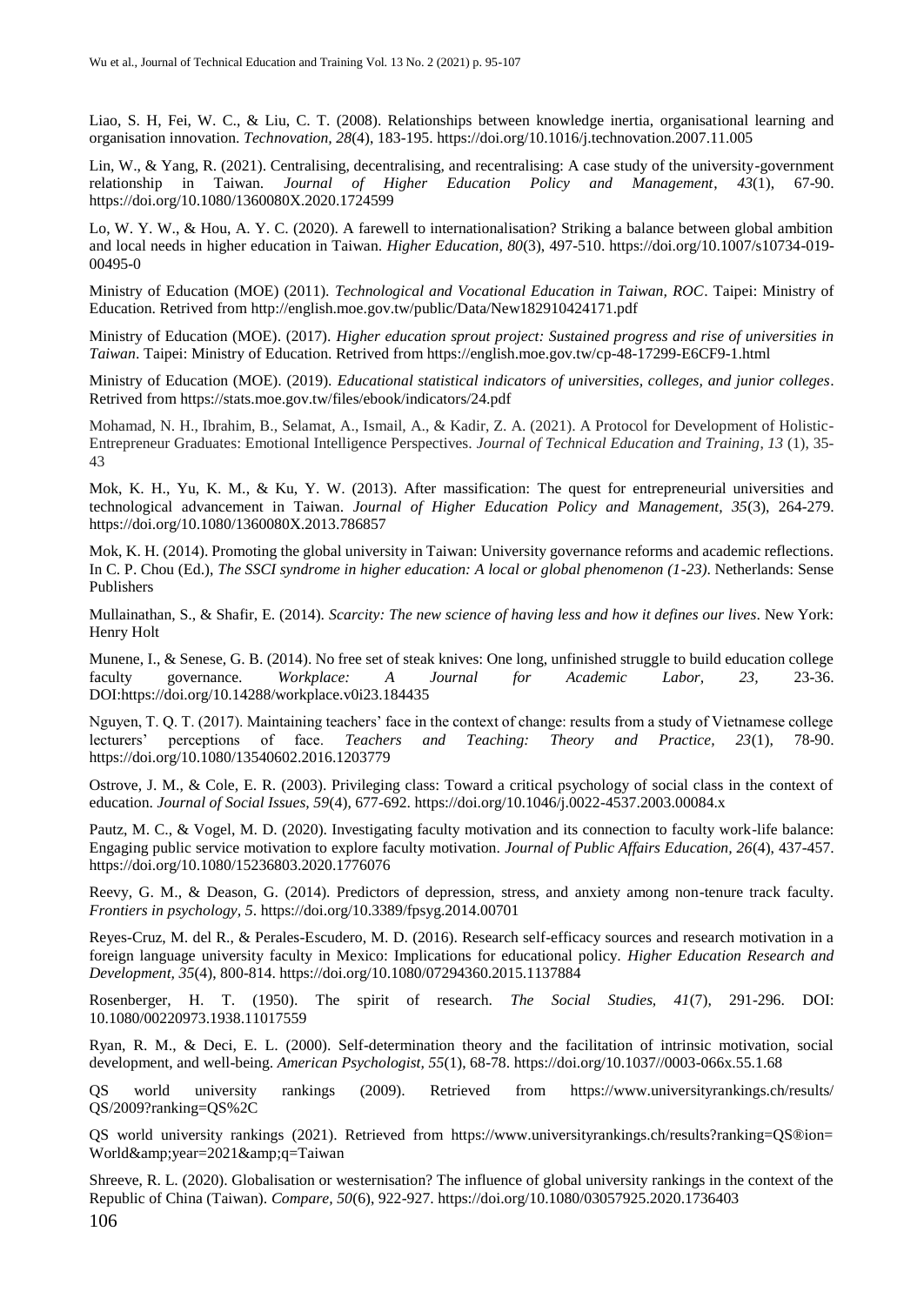Liao, S. H, Fei, W. C., & Liu, C. T. (2008). Relationships between knowledge inertia, organisational learning and organisation innovation. *Technovation, 28*(4), 183-195. https://doi.org/10.1016/j.technovation.2007.11.005

Lin, W., & Yang, R. (2021). Centralising, decentralising, and recentralising: A case study of the university-government relationship in Taiwan. *Journal of Higher Education Policy and Management*, *43*(1), 67-90. https://doi.org/10.1080/1360080X.2020.1724599

Lo, W. Y. W., & Hou, A. Y. C. (2020). A farewell to internationalisation? Striking a balance between global ambition and local needs in higher education in Taiwan. *Higher Education, 80*(3), 497-510. https://doi.org/10.1007/s10734-019-00495-0

Ministry of Education (MOE) (2011). *Technological and Vocational Education in Taiwan, ROC*. Taipei: Ministry of Education. Retrived from http://english.moe.gov.tw/public/Data/New182910424171.pdf

Ministry of Education (MOE). (2017). *Higher education sprout project: Sustained progress and rise of universities in Taiwan*. Taipei: Ministry of Education. Retrived from https://english.moe.gov.tw/cp-48-17299-E6CF9-1.html

Ministry of Education (MOE). (2019). *Educational statistical indicators of universities, colleges, and junior colleges*. Retrived from https://stats.moe.gov.tw/files/ebook/indicators/24.pdf

Mohamad, N. H., Ibrahim, B., Selamat, A., Ismail, A., & Kadir, Z. A. (2021). A Protocol for Development of Holistic-Entrepreneur Graduates: Emotional Intelligence Perspectives. *Journal of Technical Education and Training*, *13* (1), 35-43

Mok, K. H., Yu, K. M., & Ku, Y. W. (2013). After massification: The quest for entrepreneurial universities and technological advancement in Taiwan. *Journal of Higher Education Policy and Management, 35*(3), 264-279. https://doi.org/10.1080/1360080X.2013.786857

Mok, K. H. (2014). Promoting the global university in Taiwan: University governance reforms and academic reflections. In C. P. Chou (Ed.), *The SSCI syndrome in higher education: A local or global phenomenon (1-23)*. Netherlands: Sense Publishers

Mullainathan, S., & Shafir, E. (2014). *Scarcity: The new science of having less and how it defines our lives*. New York: Henry Holt

Munene, I., & Senese, G. B. (2014). No free set of steak knives: One long, unfinished struggle to build education college faculty governance. *Workplace: A Journal for Academic Labor, 23*, 23-36. DOI:https://doi.org/10.14288/workplace.v0i23.184435

Nguyen, T. Q. T. (2017). Maintaining teachers' face in the context of change: results from a study of Vietnamese college lecturers' perceptions of face. *Teachers and Teaching: Theory and Practice, 23*(1), 78-90. https://doi.org/10.1080/13540602.2016.1203779

Ostrove, J. M., & Cole, E. R. (2003). Privileging class: Toward a critical psychology of social class in the context of education. *Journal of Social Issues, 59*(4), 677-692. https://doi.org/10.1046/j.0022-4537.2003.00084.x

Pautz, M. C., & Vogel, M. D. (2020). Investigating faculty motivation and its connection to faculty work-life balance: Engaging public service motivation to explore faculty motivation. *Journal of Public Affairs Education, 26*(4), 437-457. https://doi.org/10.1080/15236803.2020.1776076

Reevy, G. M., & Deason, G. (2014). Predictors of depression, stress, and anxiety among non-tenure track faculty. *Frontiers in psychology, 5*. https://doi.org/10.3389/fpsyg.2014.00701

Reyes-Cruz, M. del R., & Perales-Escudero, M. D. (2016). Research self-efficacy sources and research motivation in a foreign language university faculty in Mexico: Implications for educational policy. *Higher Education Research and Development, 35*(4), 800-814. https://doi.org/10.1080/07294360.2015.1137884

Rosenberger, H. T. (1950). The spirit of research. *The Social Studies, 41*(7), 291-296. DOI: 10.1080/00220973.1938.11017559

Ryan, R. M., & Deci, E. L. (2000). Self-determination theory and the facilitation of intrinsic motivation, social development, and well-being. *American Psychologist, 55*(1), 68-78. https://doi.org/10.1037//0003-066x.55.1.68

QS world university rankings (2009). Retrieved from https://www.universityrankings.ch/results/QS/2009?ranking=QS%2C

QS world university rankings (2021). Retrieved from https://www.universityrankings.ch/results?ranking=QS®ion=World&amp;year=2021&amp;q=Taiwan

Shreeve, R. L. (2020). Globalisation or westernisation? The influence of global university rankings in the context of the Republic of China (Taiwan). *Compare, 50*(6), 922-927. https://doi.org/10.1080/03057925.2020.1736403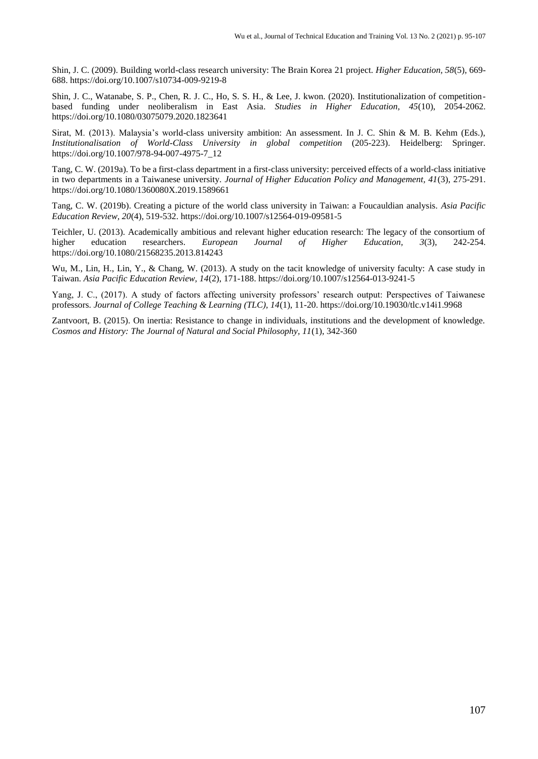Shin, J. C. (2009). Building world-class research university: The Brain Korea 21 project. *Higher Education, 58*(5), 669-688. https://doi.org/10.1007/s10734-009-9219-8

Shin, J. C., Watanabe, S. P., Chen, R. J. C., Ho, S. S. H., & Lee, J. kwon. (2020). Institutionalization of competition-based funding under neoliberalism in East Asia. *Studies in Higher Education, 45*(10), 2054-2062. https://doi.org/10.1080/03075079.2020.1823641

Sirat, M. (2013). Malaysia's world-class university ambition: An assessment. In J. C. Shin & M. B. Kehm (Eds.), *Institutionalisation of World-Class University in global competition* (205-223). Heidelberg: Springer. https://doi.org/10.1007/978-94-007-4975-7_12

Tang, C. W. (2019a). To be a first-class department in a first-class university: perceived effects of a world-class initiative in two departments in a Taiwanese university. *Journal of Higher Education Policy and Management, 41*(3), 275-291. https://doi.org/10.1080/1360080X.2019.1589661

Tang, C. W. (2019b). Creating a picture of the world class university in Taiwan: a Foucauldian analysis. *Asia Pacific Education Review, 20*(4), 519-532. https://doi.org/10.1007/s12564-019-09581-5

Teichler, U. (2013). Academically ambitious and relevant higher education research: The legacy of the consortium of higher education researchers. *European Journal of Higher Education, 3*(3), 242-254. https://doi.org/10.1080/21568235.2013.814243

Wu, M., Lin, H., Lin, Y., & Chang, W. (2013). A study on the tacit knowledge of university faculty: A case study in Taiwan. *Asia Pacific Education Review, 14*(2), 171-188. https://doi.org/10.1007/s12564-013-9241-5

Yang, J. C., (2017). A study of factors affecting university professors' research output: Perspectives of Taiwanese professors. *Journal of College Teaching & Learning (TLC), 14*(1), 11-20. https://doi.org/10.19030/tlc.v14i1.9968

Zantvoort, B. (2015). On inertia: Resistance to change in individuals, institutions and the development of knowledge. *Cosmos and History: The Journal of Natural and Social Philosophy, 11*(1), 342-360